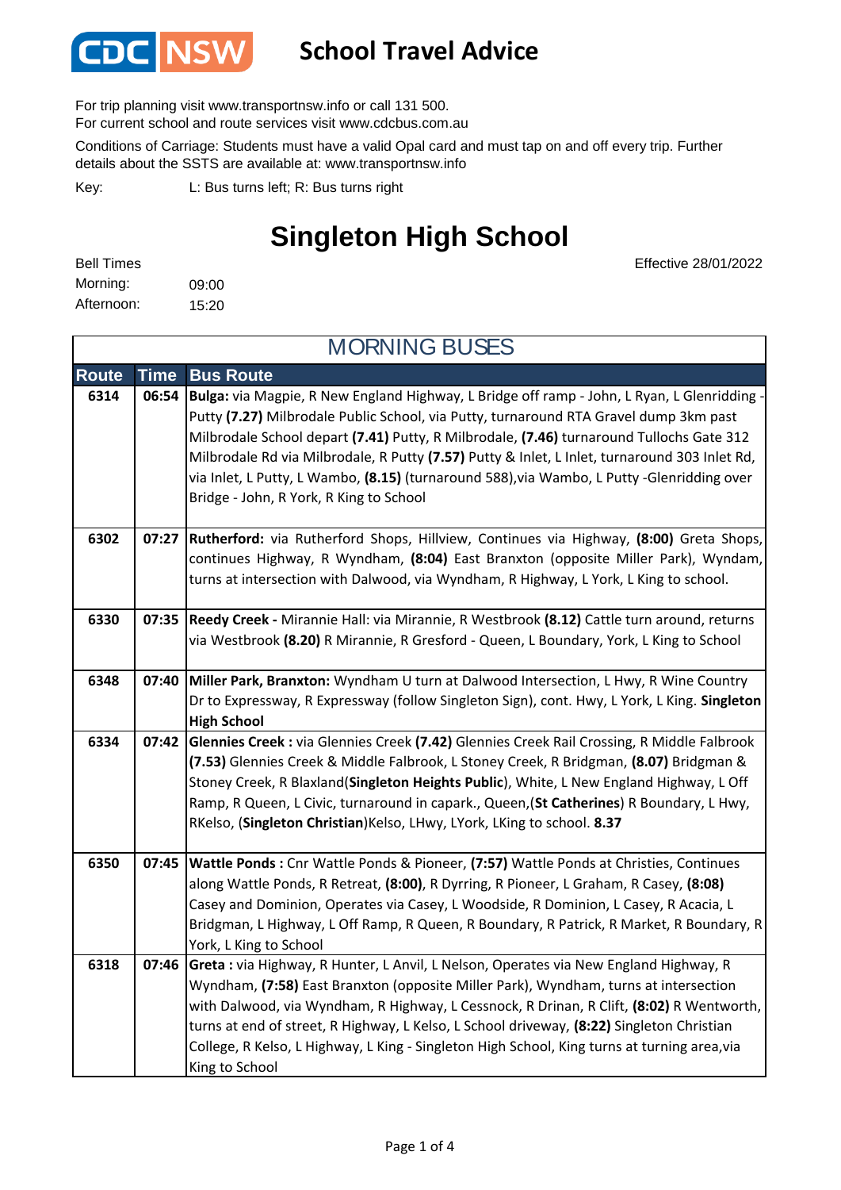CDC NSW

# School Travel Advice

For trip planning visit www.transportnsw.info or call 131 500.
For current school and route services visit www.cdcbus.com.au

Conditions of Carriage: Students must have a valid Opal card and must tap on and off every trip. Further details about the SSTS are available at: www.transportnsw.info

Key: L: Bus turns left; R: Bus turns right

## Singleton High School

Effective 28/01/2022

Bell Times
Morning: 09:00
Afternoon: 15:20

### MORNING BUSES

| Route | Time | Bus Route |
|---|---|---|
| 6314 | 06:54 | **Bulga:** via Magpie, R New England Highway, L Bridge off ramp - John, L Ryan, L Glenridding - Putty **(7.27)** Milbrodale Public School, via Putty, turnaround RTA Gravel dump 3km past Milbrodale School depart **(7.41)** Putty, R Milbrodale, **(7.46)** turnaround Tullochs Gate 312 Milbrodale Rd via Milbrodale, R Putty **(7.57)** Putty & Inlet, L Inlet, turnaround 303 Inlet Rd, via Inlet, L Putty, L Wambo, **(8.15)** (turnaround 588),via Wambo, L Putty -Glenridding over Bridge - John, R York, R King to School |
| 6302 | 07:27 | **Rutherford:** via Rutherford Shops, Hillview, Continues via Highway, **(8:00)** Greta Shops, continues Highway, R Wyndham, **(8:04)** East Branxton (opposite Miller Park), Wyndam, turns at intersection with Dalwood, via Wyndham, R Highway, L York, L King to school. |
| 6330 | 07:35 | **Reedy Creek -** Mirannie Hall: via Mirannie, R Westbrook **(8.12)** Cattle turn around, returns via Westbrook **(8.20)** R Mirannie, R Gresford - Queen, L Boundary, York, L King to School |
| 6348 | 07:40 | **Miller Park, Branxton:** Wyndham U turn at Dalwood Intersection, L Hwy, R Wine Country Dr to Expressway, R Expressway (follow Singleton Sign), cont. Hwy, L York, L King. **Singleton High School** |
| 6334 | 07:42 | **Glennies Creek :** via Glennies Creek **(7.42)** Glennies Creek Rail Crossing, R Middle Falbrook **(7.53)** Glennies Creek & Middle Falbrook, L Stoney Creek, R Bridgman, **(8.07)** Bridgman & Stoney Creek, R Blaxland(**Singleton Heights Public**), White, L New England Highway, L Off Ramp, R Queen, L Civic, turnaround in capark., Queen,(**St Catherines**) R Boundary, L Hwy, RKelso, (**Singleton Christian**)Kelso, LHwy, LYork, LKing to school. **8.37** |
| 6350 | 07:45 | **Wattle Ponds :** Cnr Wattle Ponds & Pioneer, **(7:57)** Wattle Ponds at Christies, Continues along Wattle Ponds, R Retreat, **(8:00)**, R Dyrring, R Pioneer, L Graham, R Casey, **(8:08)** Casey and Dominion, Operates via Casey, L Woodside, R Dominion, L Casey, R Acacia, L Bridgman, L Highway, L Off Ramp, R Queen, R Boundary, R Patrick, R Market, R Boundary, R York, L King to School |
| 6318 | 07:46 | **Greta :** via Highway, R Hunter, L Anvil, L Nelson, Operates via New England Highway, R Wyndham, **(7:58)** East Branxton (opposite Miller Park), Wyndham, turns at intersection with Dalwood, via Wyndham, R Highway, L Cessnock, R Drinan, R Clift, **(8:02)** R Wentworth, turns at end of street, R Highway, L Kelso, L School driveway, **(8:22)** Singleton Christian College, R Kelso, L Highway, L King - Singleton High School, King turns at turning area,via King to School |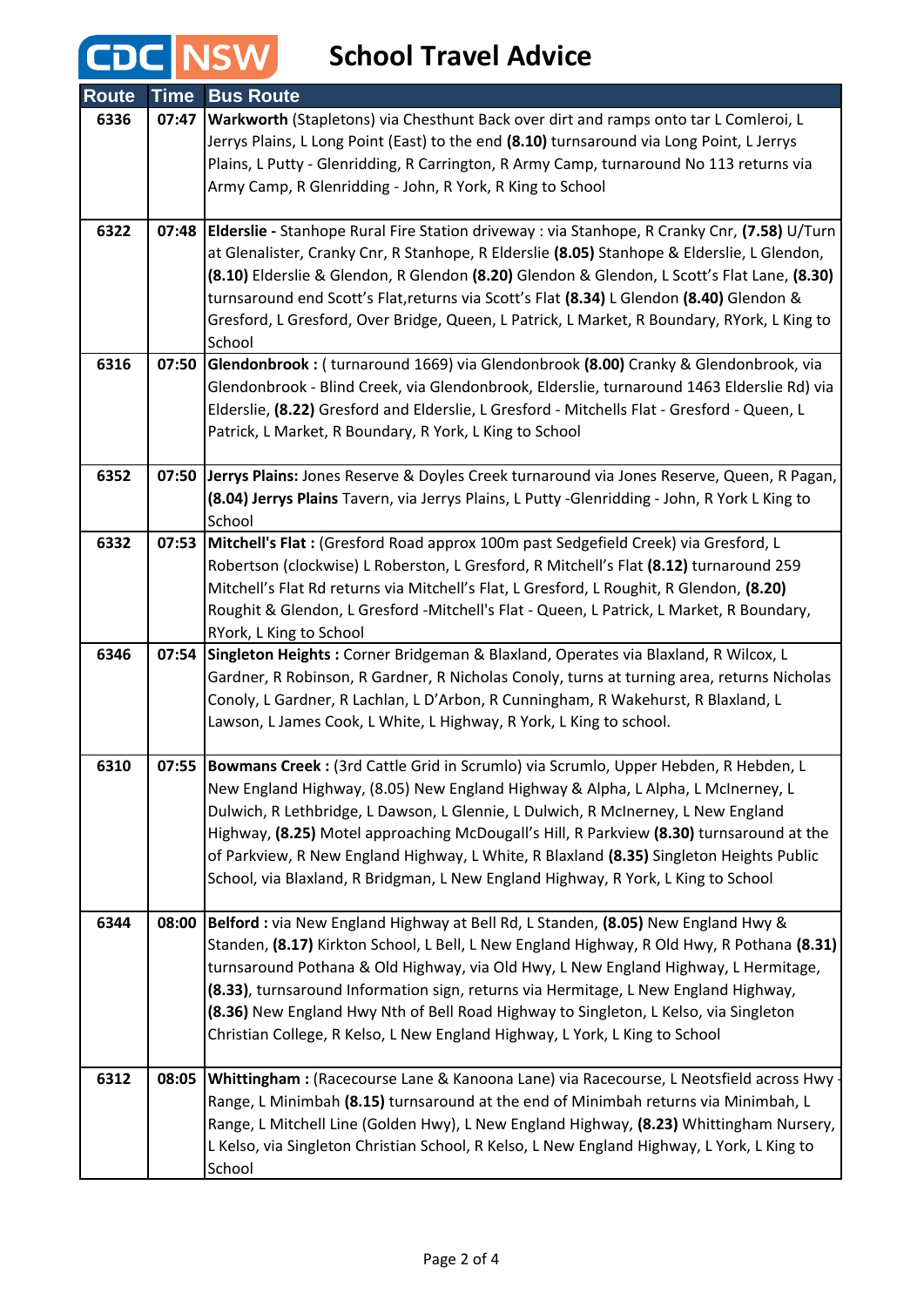# CDC NSW School Travel Advice

| Route | Time | Bus Route |
|---|---|---|
| 6336 | 07:47 | **Warkworth** (Stapletons) via Chesthunt Back over dirt and ramps onto tar L Comleroi, L Jerrys Plains, L Long Point (East) to the end **(8.10)** turnsaround via Long Point, L Jerrys Plains, L Putty - Glenridding, R Carrington, R Army Camp, turnaround No 113 returns via Army Camp, R Glenridding - John, R York, R King to School |
| 6322 | 07:48 | **Elderslie -** Stanhope Rural Fire Station driveway : via Stanhope, R Cranky Cnr, **(7.58)** U/Turn at Glenalister, Cranky Cnr, R Stanhope, R Elderslie **(8.05)** Stanhope & Elderslie, L Glendon, **(8.10)** Elderslie & Glendon, R Glendon **(8.20)** Glendon & Glendon, L Scott's Flat Lane, **(8.30)** turnsaround end Scott's Flat,returns via Scott's Flat **(8.34)** L Glendon **(8.40)** Glendon & Gresford, L Gresford, Over Bridge, Queen, L Patrick, L Market, R Boundary, RYork, L King to School |
| 6316 | 07:50 | **Glendonbrook :** ( turnaround 1669) via Glendonbrook **(8.00)** Cranky & Glendonbrook, via Glendonbrook - Blind Creek, via Glendonbrook, Elderslie, turnaround 1463 Elderslie Rd) via Elderslie, **(8.22)** Gresford and Elderslie, L Gresford - Mitchells Flat - Gresford - Queen, L Patrick, L Market, R Boundary, R York, L King to School |
| 6352 | 07:50 | **Jerrys Plains:** Jones Reserve & Doyles Creek turnaround via Jones Reserve, Queen, R Pagan, **(8.04) Jerrys Plains** Tavern, via Jerrys Plains, L Putty -Glenridding - John, R York L King to School |
| 6332 | 07:53 | **Mitchell's Flat :** (Gresford Road approx 100m past Sedgefield Creek) via Gresford, L Robertson (clockwise) L Roberston, L Gresford, R Mitchell's Flat **(8.12)** turnaround 259 Mitchell's Flat Rd returns via Mitchell's Flat, L Gresford, L Roughit, R Glendon, **(8.20)** Roughit & Glendon, L Gresford -Mitchell's Flat - Queen, L Patrick, L Market, R Boundary, RYork, L King to School |
| 6346 | 07:54 | **Singleton Heights :** Corner Bridgeman & Blaxland, Operates via Blaxland, R Wilcox, L Gardner, R Robinson, R Gardner, R Nicholas Conoly, turns at turning area, returns Nicholas Conoly, L Gardner, R Lachlan, L D'Arbon, R Cunningham, R Wakehurst, R Blaxland, L Lawson, L James Cook, L White, L Highway, R York, L King to school. |
| 6310 | 07:55 | **Bowmans Creek :** (3rd Cattle Grid in Scrumlo) via Scrumlo, Upper Hebden, R Hebden, L New England Highway, (8.05) New England Highway & Alpha, L Alpha, L McInerney, L Dulwich, R Lethbridge, L Dawson, L Glennie, L Dulwich, R McInerney, L New England Highway, **(8.25)** Motel approaching McDougall's Hill, R Parkview **(8.30)** turnsaround at the of Parkview, R New England Highway, L White, R Blaxland **(8.35)** Singleton Heights Public School, via Blaxland, R Bridgman, L New England Highway, R York, L King to School |
| 6344 | 08:00 | **Belford :** via New England Highway at Bell Rd, L Standen, **(8.05)** New England Hwy & Standen, **(8.17)** Kirkton School, L Bell, L New England Highway, R Old Hwy, R Pothana **(8.31)** turnsaround Pothana & Old Highway, via Old Hwy, L New England Highway, L Hermitage, **(8.33)**, turnsaround Information sign, returns via Hermitage, L New England Highway, **(8.36)** New England Hwy Nth of Bell Road Highway to Singleton, L Kelso, via Singleton Christian College, R Kelso, L New England Highway, L York, L King to School |
| 6312 | 08:05 | **Whittingham :** (Racecourse Lane & Kanoona Lane) via Racecourse, L Neotsfield across Hwy - Range, L Minimbah **(8.15)** turnsaround at the end of Minimbah returns via Minimbah, L Range, L Mitchell Line (Golden Hwy), L New England Highway, **(8.23)** Whittingham Nursery, L Kelso, via Singleton Christian School, R Kelso, L New England Highway, L York, L King to School |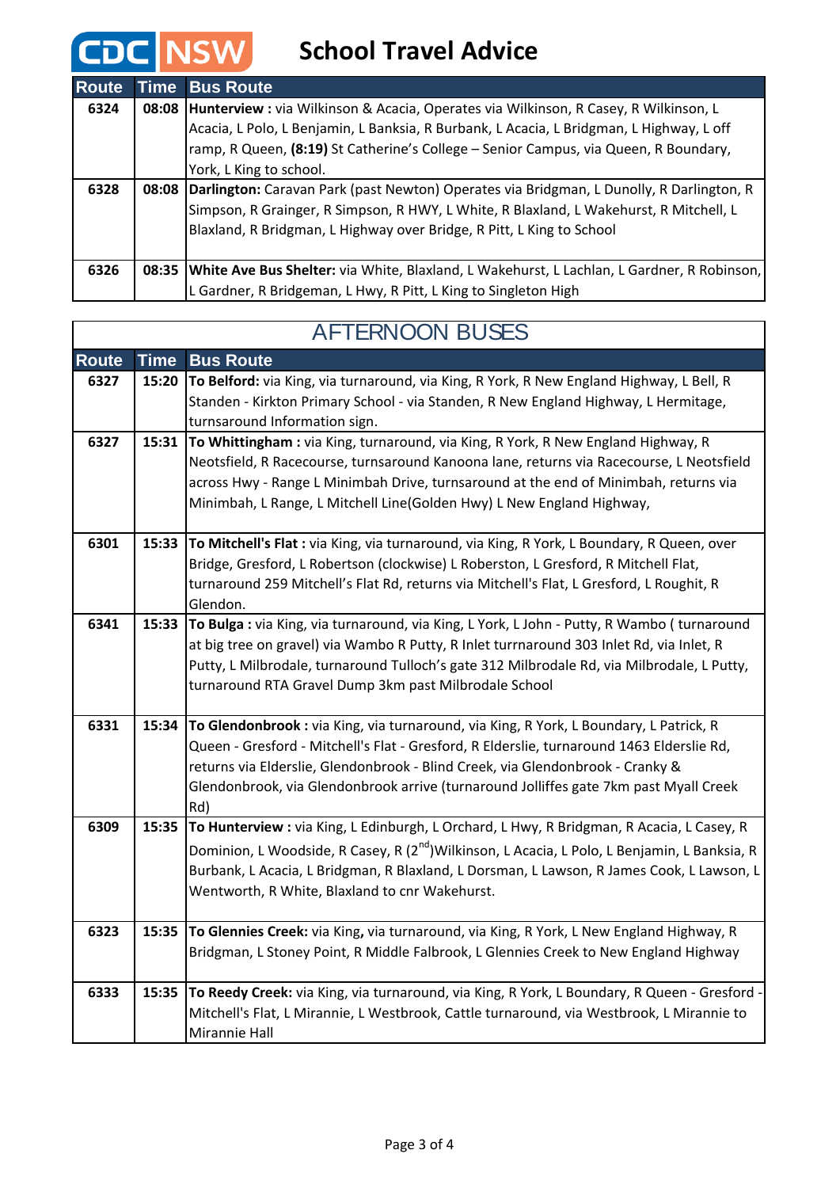# CDC NSW School Travel Advice

| Route | Time | Bus Route |
|---|---|---|
| 6324 | 08:08 | **Hunterview :** via Wilkinson & Acacia, Operates via Wilkinson, R Casey, R Wilkinson, L Acacia, L Polo, L Benjamin, L Banksia, R Burbank, L Acacia, L Bridgman, L Highway, L off ramp, R Queen, **(8:19)** St Catherine's College – Senior Campus, via Queen, R Boundary, York, L King to school. |
| 6328 | 08:08 | **Darlington:** Caravan Park (past Newton) Operates via Bridgman, L Dunolly, R Darlington, R Simpson, R Grainger, R Simpson, R HWY, L White, R Blaxland, L Wakehurst, R Mitchell, L Blaxland, R Bridgman, L Highway over Bridge, R Pitt, L King to School |
| 6326 | 08:35 | **White Ave Bus Shelter:** via White, Blaxland, L Wakehurst, L Lachlan, L Gardner, R Robinson, L Gardner, R Bridgeman, L Hwy, R Pitt, L King to Singleton High |

## AFTERNOON BUSES

| Route | Time | Bus Route |
|---|---|---|
| 6327 | 15:20 | **To Belford:** via King, via turnaround, via King, R York, R New England Highway, L Bell, R Standen - Kirkton Primary School - via Standen, R New England Highway, L Hermitage, turnsaround Information sign. |
| 6327 | 15:31 | **To Whittingham :** via King, turnaround, via King, R York, R New England Highway, R Neotsfield, R Racecourse, turnsaround Kanoona lane, returns via Racecourse, L Neotsfield across Hwy - Range L Minimbah Drive, turnsaround at the end of Minimbah, returns via Minimbah, L Range, L Mitchell Line(Golden Hwy) L New England Highway, |
| 6301 | 15:33 | **To Mitchell's Flat :** via King, via turnaround, via King, R York, L Boundary, R Queen, over Bridge, Gresford, L Robertson (clockwise) L Roberston, L Gresford, R Mitchell Flat, turnaround 259 Mitchell's Flat Rd, returns via Mitchell's Flat, L Gresford, L Roughit, R Glendon. |
| 6341 | 15:33 | **To Bulga :** via King, via turnaround, via King, L York, L John - Putty, R Wambo ( turnaround at big tree on gravel) via Wambo R Putty, R Inlet turrnaround 303 Inlet Rd, via Inlet, R Putty, L Milbrodale, turnaround Tulloch's gate 312 Milbrodale Rd, via Milbrodale, L Putty, turnaround RTA Gravel Dump 3km past Milbrodale School |
| 6331 | 15:34 | **To Glendonbrook :** via King, via turnaround, via King, R York, L Boundary, L Patrick, R Queen - Gresford - Mitchell's Flat - Gresford, R Elderslie, turnaround 1463 Elderslie Rd, returns via Elderslie, Glendonbrook - Blind Creek, via Glendonbrook - Cranky & Glendonbrook, via Glendonbrook arrive (turnaround Jolliffes gate 7km past Myall Creek Rd) |
| 6309 | 15:35 | **To Hunterview :** via King, L Edinburgh, L Orchard, L Hwy, R Bridgman, R Acacia, L Casey, R Dominion, L Woodside, R Casey, R (2nd)Wilkinson, L Acacia, L Polo, L Benjamin, L Banksia, R Burbank, L Acacia, L Bridgman, R Blaxland, L Dorsman, L Lawson, R James Cook, L Lawson, L Wentworth, R White, Blaxland to cnr Wakehurst. |
| 6323 | 15:35 | **To Glennies Creek:** via King**,** via turnaround, via King, R York, L New England Highway, R Bridgman, L Stoney Point, R Middle Falbrook, L Glennies Creek to New England Highway |
| 6333 | 15:35 | **To Reedy Creek:** via King, via turnaround, via King, R York, L Boundary, R Queen - Gresford - Mitchell's Flat, L Mirannie, L Westbrook, Cattle turnaround, via Westbrook, L Mirannie to Mirannie Hall |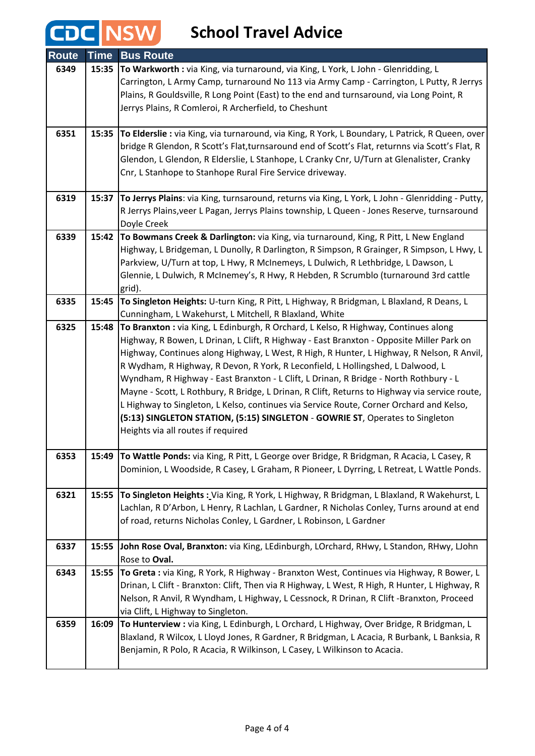# CDC NSW School Travel Advice

| Route | Time | Bus Route |
|---|---|---|
| 6349 | 15:35 | **To Warkworth :** via King, via turnaround, via King, L York, L John - Glenridding, L Carrington, L Army Camp, turnaround No 113 via Army Camp - Carrington, L Putty, R Jerrys Plains, R Gouldsville, R Long Point (East) to the end and turnsaround, via Long Point, R Jerrys Plains, R Comleroi, R Archerfield, to Cheshunt |
| 6351 | 15:35 | **To Elderslie :** via King, via turnaround, via King, R York, L Boundary, L Patrick, R Queen, over bridge R Glendon, R Scott's Flat,turnsaround end of Scott's Flat, returnns via Scott's Flat, R Glendon, L Glendon, R Elderslie, L Stanhope, L Cranky Cnr, U/Turn at Glenalister, Cranky Cnr, L Stanhope to Stanhope Rural Fire Service driveway. |
| 6319 | 15:37 | **To Jerrys Plains**: via King, turnsaround, returns via King, L York, L John - Glenridding - Putty, R Jerrys Plains,veer L Pagan, Jerrys Plains township, L Queen - Jones Reserve, turnsaround Doyle Creek |
| 6339 | 15:42 | **To Bowmans Creek & Darlington:** via King, via turnaround, King, R Pitt, L New England Highway, L Bridgeman, L Dunolly, R Darlington, R Simpson, R Grainger, R Simpson, L Hwy, L Parkview, U/Turn at top, L Hwy, R McInemeys, L Dulwich, R Lethbridge, L Dawson, L Glennie, L Dulwich, R McInemey's, R Hwy, R Hebden, R Scrumblo (turnaround 3rd cattle grid). |
| 6335 | 15:45 | **To Singleton Heights:** U-turn King, R Pitt, L Highway, R Bridgman, L Blaxland, R Deans, L Cunningham, L Wakehurst, L Mitchell, R Blaxland, White |
| 6325 | 15:48 | **To Branxton :** via King, L Edinburgh, R Orchard, L Kelso, R Highway, Continues along Highway, R Bowen, L Drinan, L Clift, R Highway - East Branxton - Opposite Miller Park on Highway, Continues along Highway, L West, R High, R Hunter, L Highway, R Nelson, R Anvil, R Wydham, R Highway, R Devon, R York, R Leconfield, L Hollingshed, L Dalwood, L Wyndham, R Highway - East Branxton - L Clift, L Drinan, R Bridge - North Rothbury - L Mayne - Scott, L Rothbury, R Bridge, L Drinan, R Clift, Returns to Highway via service route, L Highway to Singleton, L Kelso, continues via Service Route, Corner Orchard and Kelso, **(5:13) SINGLETON STATION, (5:15) SINGLETON** - **GOWRIE ST**, Operates to Singleton Heights via all routes if required |
| 6353 | 15:49 | **To Wattle Ponds:** via King, R Pitt, L George over Bridge, R Bridgman, R Acacia, L Casey, R Dominion, L Woodside, R Casey, L Graham, R Pioneer, L Dyrring, L Retreat, L Wattle Ponds. |
| 6321 | 15:55 | **To Singleton Heights :** Via King, R York, L Highway, R Bridgman, L Blaxland, R Wakehurst, L Lachlan, R D'Arbon, L Henry, R Lachlan, L Gardner, R Nicholas Conley, Turns around at end of road, returns Nicholas Conley, L Gardner, L Robinson, L Gardner |
| 6337 | 15:55 | **John Rose Oval, Branxton:** via King, LEdinburgh, LOrchard, RHwy, L Standon, RHwy, LJohn Rose to **Oval.** |
| 6343 | 15:55 | **To Greta :** via King, R York, R Highway - Branxton West, Continues via Highway, R Bower, L Drinan, L Clift - Branxton: Clift, Then via R Highway, L West, R High, R Hunter, L Highway, R Nelson, R Anvil, R Wyndham, L Highway, L Cessnock, R Drinan, R Clift -Branxton, Proceed via Clift, L Highway to Singleton. |
| 6359 | 16:09 | **To Hunterview :** via King, L Edinburgh, L Orchard, L Highway, Over Bridge, R Bridgman, L Blaxland, R Wilcox, L Lloyd Jones, R Gardner, R Bridgman, L Acacia, R Burbank, L Banksia, R Benjamin, R Polo, R Acacia, R Wilkinson, L Casey, L Wilkinson to Acacia. |